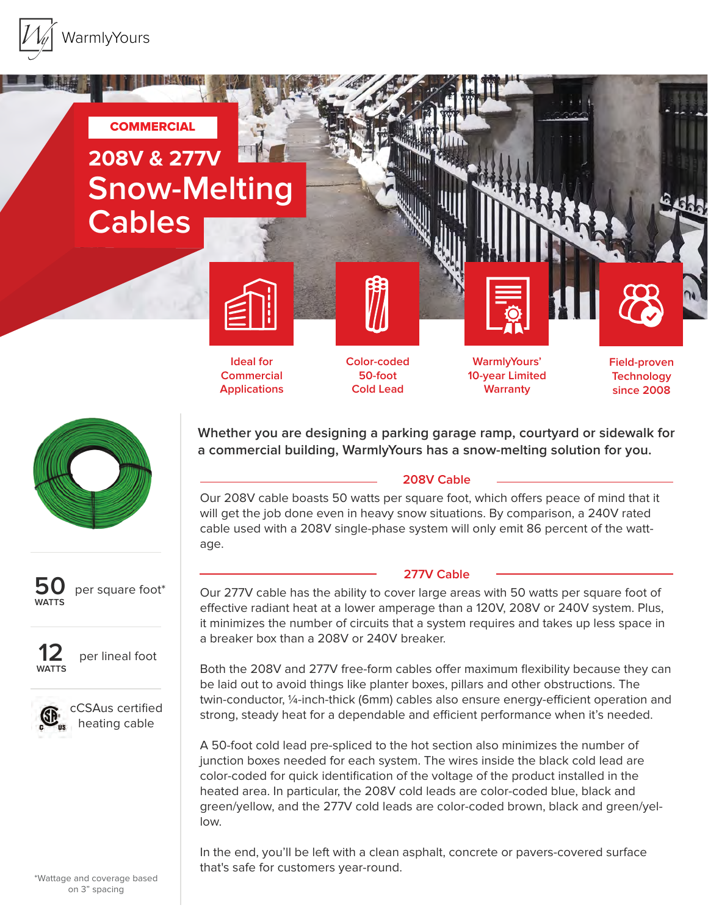WarmlyYours

COMMERCIAL

# 208V & 277V Snow-Melting Cables

- Ideal for Commercial Applications
- Color-coded 50-foot Cold Lead
- WarmlyYours' 10-year Limited Warranty
- Field-proven Technology since 2008

**50** WATTS per square foot*

**12** WATTS per lineal foot

cCSAus certified heating cable

*Wattage and coverage based on 3" spacing

**Whether you are designing a parking garage ramp, courtyard or sidewalk for a commercial building, WarmlyYours has a snow-melting solution for you.**

## 208V Cable

Our 208V cable boasts 50 watts per square foot, which offers peace of mind that it will get the job done even in heavy snow situations. By comparison, a 240V rated cable used with a 208V single-phase system will only emit 86 percent of the wattage.

## 277V Cable

Our 277V cable has the ability to cover large areas with 50 watts per square foot of effective radiant heat at a lower amperage than a 120V, 208V or 240V system. Plus, it minimizes the number of circuits that a system requires and takes up less space in a breaker box than a 208V or 240V breaker.

Both the 208V and 277V free-form cables offer maximum flexibility because they can be laid out to avoid things like planter boxes, pillars and other obstructions. The twin-conductor, ¼-inch-thick (6mm) cables also ensure energy-efficient operation and strong, steady heat for a dependable and efficient performance when it's needed.

A 50-foot cold lead pre-spliced to the hot section also minimizes the number of junction boxes needed for each system. The wires inside the black cold lead are color-coded for quick identification of the voltage of the product installed in the heated area. In particular, the 208V cold leads are color-coded blue, black and green/yellow, and the 277V cold leads are color-coded brown, black and green/yellow.

In the end, you'll be left with a clean asphalt, concrete or pavers-covered surface that's safe for customers year-round.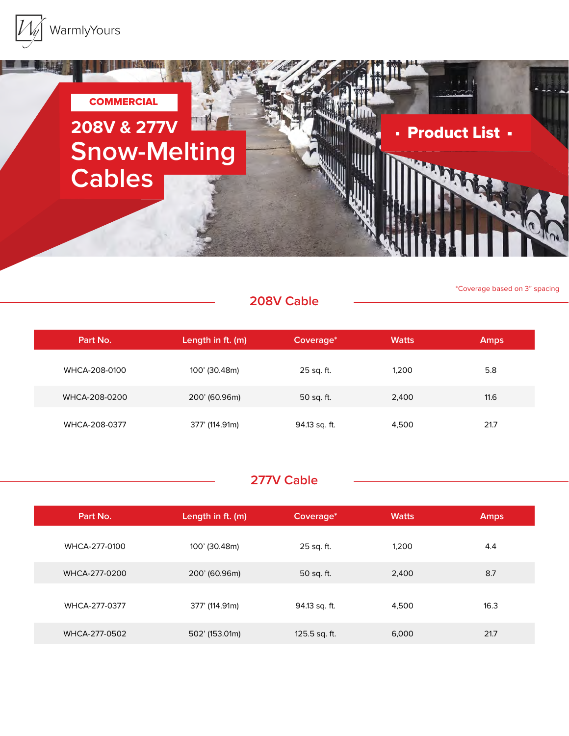WarmlyYours

**COMMERCIAL**

# 208V & 277V Snow-Melting Cables

**Product List**

*Coverage based on 3" spacing

## 208V Cable

| Part No. | Length in ft. (m) | Coverage* | Watts | Amps |
|---|---|---|---|---|
| WHCA-208-0100 | 100' (30.48m) | 25 sq. ft. | 1,200 | 5.8 |
| WHCA-208-0200 | 200' (60.96m) | 50 sq. ft. | 2,400 | 11.6 |
| WHCA-208-0377 | 377' (114.91m) | 94.13 sq. ft. | 4,500 | 21.7 |

## 277V Cable

| Part No. | Length in ft. (m) | Coverage* | Watts | Amps |
|---|---|---|---|---|
| WHCA-277-0100 | 100' (30.48m) | 25 sq. ft. | 1,200 | 4.4 |
| WHCA-277-0200 | 200' (60.96m) | 50 sq. ft. | 2,400 | 8.7 |
| WHCA-277-0377 | 377' (114.91m) | 94.13 sq. ft. | 4,500 | 16.3 |
| WHCA-277-0502 | 502' (153.01m) | 125.5 sq. ft. | 6,000 | 21.7 |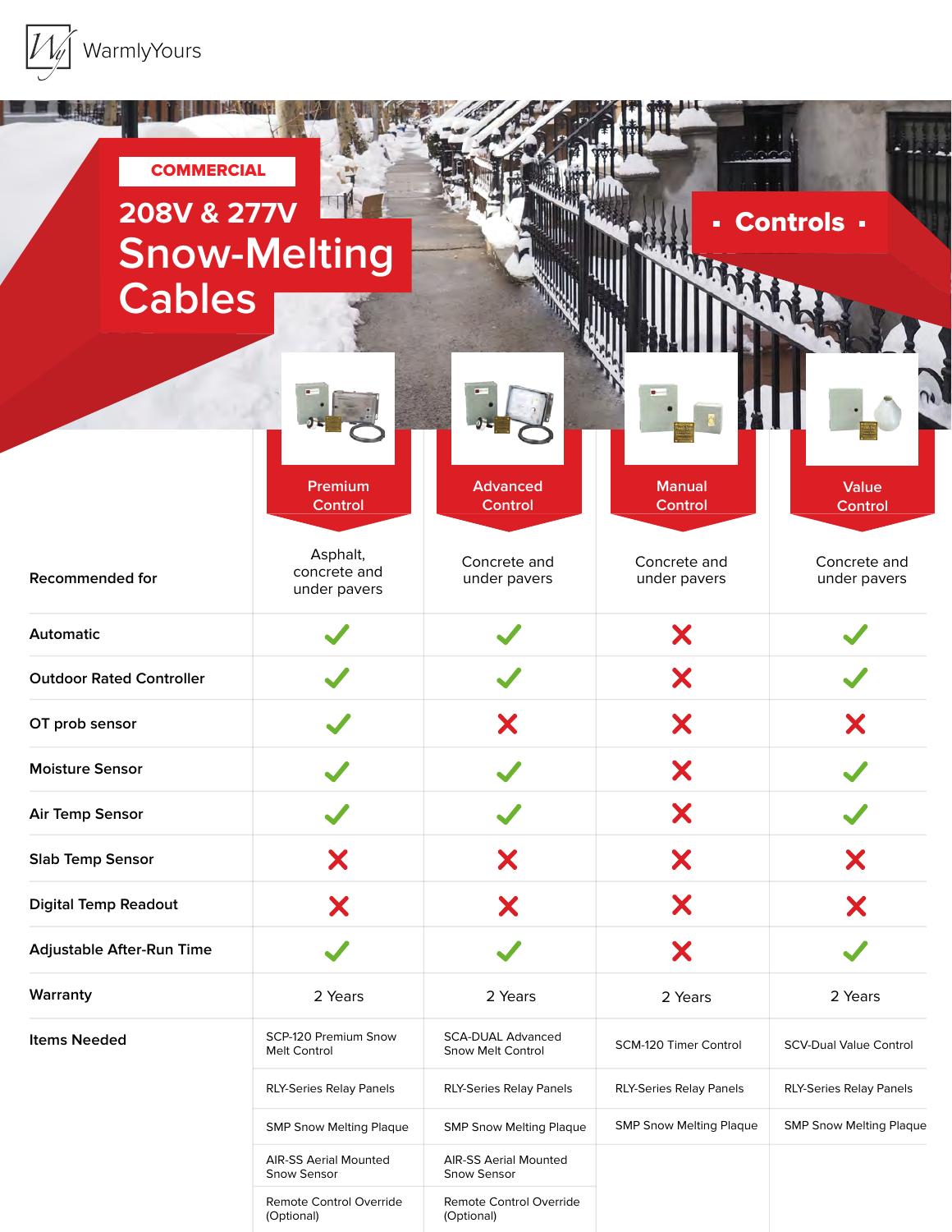WarmlyYours

COMMERCIAL

# 208V & 277V Snow-Melting Cables

## Controls

| | Premium Control | Advanced Control | Manual Control | Value Control |
|---|---|---|---|---|
| **Recommended for** | Asphalt, concrete and under pavers | Concrete and under pavers | Concrete and under pavers | Concrete and under pavers |
| **Automatic** | ✓ | ✓ | ✗ | ✓ |
| **Outdoor Rated Controller** | ✓ | ✓ | ✗ | ✓ |
| **OT prob sensor** | ✓ | ✗ | ✗ | ✗ |
| **Moisture Sensor** | ✓ | ✓ | ✗ | ✓ |
| **Air Temp Sensor** | ✓ | ✓ | ✗ | ✓ |
| **Slab Temp Sensor** | ✗ | ✗ | ✗ | ✗ |
| **Digital Temp Readout** | ✗ | ✗ | ✗ | ✗ |
| **Adjustable After-Run Time** | ✓ | ✓ | ✗ | ✓ |
| **Warranty** | 2 Years | 2 Years | 2 Years | 2 Years |
| **Items Needed** | SCP-120 Premium Snow Melt Control | SCA-DUAL Advanced Snow Melt Control | SCM-120 Timer Control | SCV-Dual Value Control |
| | RLY-Series Relay Panels | RLY-Series Relay Panels | RLY-Series Relay Panels | RLY-Series Relay Panels |
| | SMP Snow Melting Plaque | SMP Snow Melting Plaque | SMP Snow Melting Plaque | SMP Snow Melting Plaque |
| | AIR-SS Aerial Mounted Snow Sensor | AIR-SS Aerial Mounted Snow Sensor | | |
| | Remote Control Override (Optional) | Remote Control Override (Optional) | | |